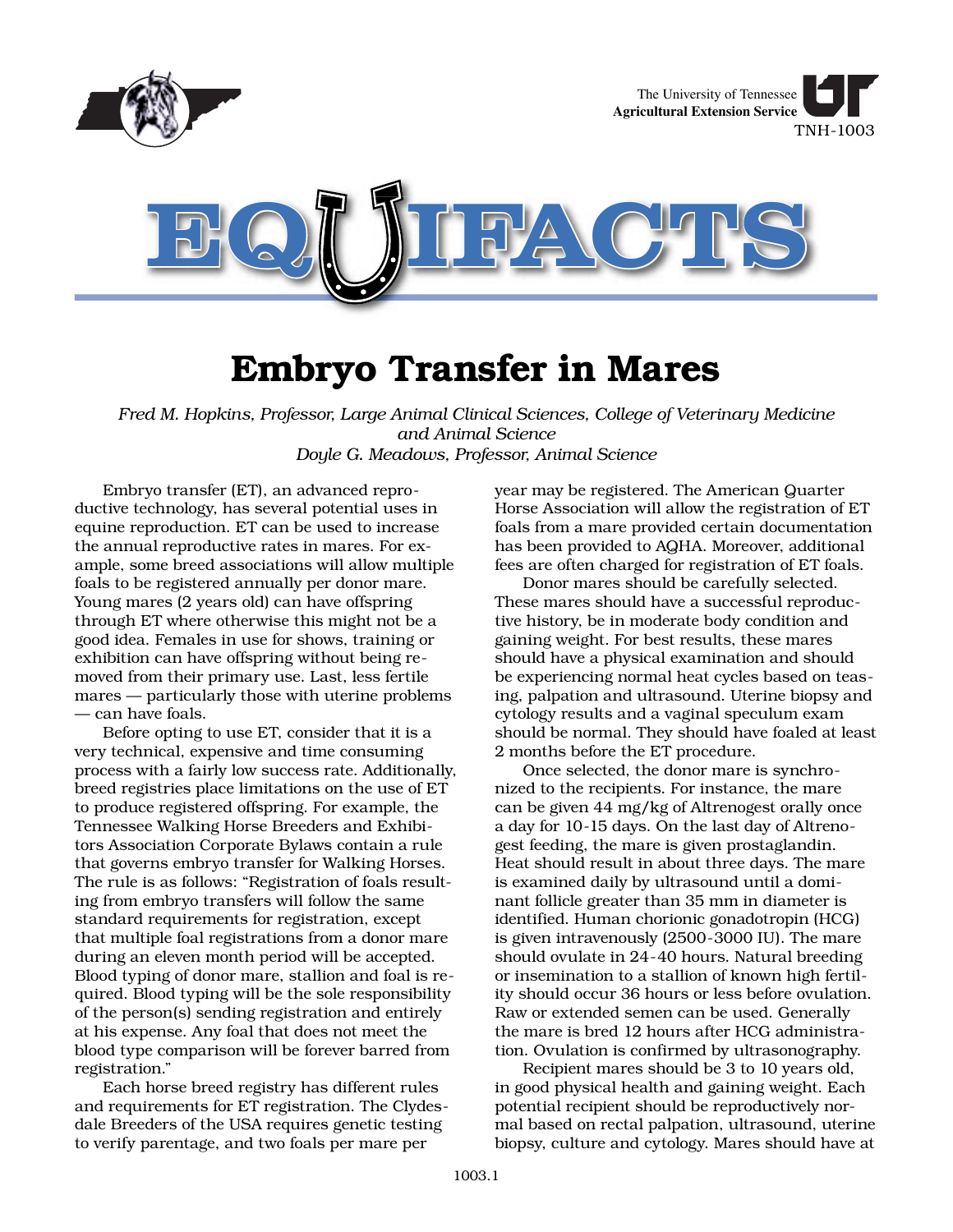The University of Tennessee
**Agricultural Extension Service**
TNH-1003

# EQUIFACTS

# Embryo Transfer in Mares

*Fred M. Hopkins, Professor, Large Animal Clinical Sciences, College of Veterinary Medicine and Animal Science*
*Doyle G. Meadows, Professor, Animal Science*

Embryo transfer (ET), an advanced reproductive technology, has several potential uses in equine reproduction. ET can be used to increase the annual reproductive rates in mares. For example, some breed associations will allow multiple foals to be registered annually per donor mare. Young mares (2 years old) can have offspring through ET where otherwise this might not be a good idea. Females in use for shows, training or exhibition can have offspring without being removed from their primary use. Last, less fertile mares — particularly those with uterine problems — can have foals.

Before opting to use ET, consider that it is a very technical, expensive and time consuming process with a fairly low success rate. Additionally, breed registries place limitations on the use of ET to produce registered offspring. For example, the Tennessee Walking Horse Breeders and Exhibitors Association Corporate Bylaws contain a rule that governs embryo transfer for Walking Horses. The rule is as follows: "Registration of foals resulting from embryo transfers will follow the same standard requirements for registration, except that multiple foal registrations from a donor mare during an eleven month period will be accepted. Blood typing of donor mare, stallion and foal is required. Blood typing will be the sole responsibility of the person(s) sending registration and entirely at his expense. Any foal that does not meet the blood type comparison will be forever barred from registration."

Each horse breed registry has different rules and requirements for ET registration. The Clydesdale Breeders of the USA requires genetic testing to verify parentage, and two foals per mare per year may be registered. The American Quarter Horse Association will allow the registration of ET foals from a mare provided certain documentation has been provided to AQHA. Moreover, additional fees are often charged for registration of ET foals.

Donor mares should be carefully selected. These mares should have a successful reproductive history, be in moderate body condition and gaining weight. For best results, these mares should have a physical examination and should be experiencing normal heat cycles based on teasing, palpation and ultrasound. Uterine biopsy and cytology results and a vaginal speculum exam should be normal. They should have foaled at least 2 months before the ET procedure.

Once selected, the donor mare is synchronized to the recipients. For instance, the mare can be given 44 mg/kg of Altrenogest orally once a day for 10-15 days. On the last day of Altrenogest feeding, the mare is given prostaglandin. Heat should result in about three days. The mare is examined daily by ultrasound until a dominant follicle greater than 35 mm in diameter is identified. Human chorionic gonadotropin (HCG) is given intravenously (2500-3000 IU). The mare should ovulate in 24-40 hours. Natural breeding or insemination to a stallion of known high fertility should occur 36 hours or less before ovulation. Raw or extended semen can be used. Generally the mare is bred 12 hours after HCG administration. Ovulation is confirmed by ultrasonography.

Recipient mares should be 3 to 10 years old, in good physical health and gaining weight. Each potential recipient should be reproductively normal based on rectal palpation, ultrasound, uterine biopsy, culture and cytology. Mares should have at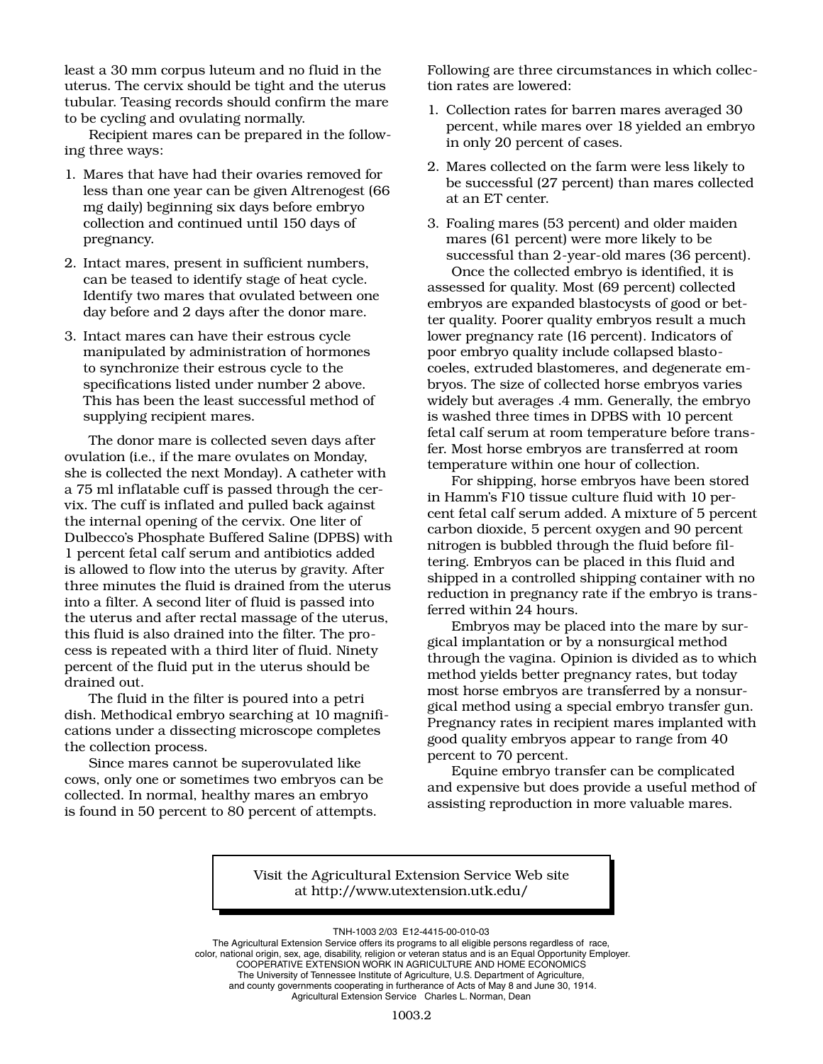least a 30 mm corpus luteum and no fluid in the uterus. The cervix should be tight and the uterus tubular. Teasing records should confirm the mare to be cycling and ovulating normally.

Recipient mares can be prepared in the following three ways:

1. Mares that have had their ovaries removed for less than one year can be given Altrenogest (66 mg daily) beginning six days before embryo collection and continued until 150 days of pregnancy.
2. Intact mares, present in sufficient numbers, can be teased to identify stage of heat cycle. Identify two mares that ovulated between one day before and 2 days after the donor mare.
3. Intact mares can have their estrous cycle manipulated by administration of hormones to synchronize their estrous cycle to the specifications listed under number 2 above. This has been the least successful method of supplying recipient mares.

The donor mare is collected seven days after ovulation (i.e., if the mare ovulates on Monday, she is collected the next Monday). A catheter with a 75 ml inflatable cuff is passed through the cervix. The cuff is inflated and pulled back against the internal opening of the cervix. One liter of Dulbecco's Phosphate Buffered Saline (DPBS) with 1 percent fetal calf serum and antibiotics added is allowed to flow into the uterus by gravity. After three minutes the fluid is drained from the uterus into a filter. A second liter of fluid is passed into the uterus and after rectal massage of the uterus, this fluid is also drained into the filter. The process is repeated with a third liter of fluid. Ninety percent of the fluid put in the uterus should be drained out.

The fluid in the filter is poured into a petri dish. Methodical embryo searching at 10 magnifications under a dissecting microscope completes the collection process.

Since mares cannot be superovulated like cows, only one or sometimes two embryos can be collected. In normal, healthy mares an embryo is found in 50 percent to 80 percent of attempts. Following are three circumstances in which collection rates are lowered:

1. Collection rates for barren mares averaged 30 percent, while mares over 18 yielded an embryo in only 20 percent of cases.
2. Mares collected on the farm were less likely to be successful (27 percent) than mares collected at an ET center.
3. Foaling mares (53 percent) and older maiden mares (61 percent) were more likely to be successful than 2-year-old mares (36 percent).

Once the collected embryo is identified, it is assessed for quality. Most (69 percent) collected embryos are expanded blastocysts of good or better quality. Poorer quality embryos result a much lower pregnancy rate (16 percent). Indicators of poor embryo quality include collapsed blastocoeles, extruded blastomeres, and degenerate embryos. The size of collected horse embryos varies widely but averages .4 mm. Generally, the embryo is washed three times in DPBS with 10 percent fetal calf serum at room temperature before transfer. Most horse embryos are transferred at room temperature within one hour of collection.

For shipping, horse embryos have been stored in Hamm's F10 tissue culture fluid with 10 percent fetal calf serum added. A mixture of 5 percent carbon dioxide, 5 percent oxygen and 90 percent nitrogen is bubbled through the fluid before filtering. Embryos can be placed in this fluid and shipped in a controlled shipping container with no reduction in pregnancy rate if the embryo is transferred within 24 hours.

Embryos may be placed into the mare by surgical implantation or by a nonsurgical method through the vagina. Opinion is divided as to which method yields better pregnancy rates, but today most horse embryos are transferred by a nonsurgical method using a special embryo transfer gun. Pregnancy rates in recipient mares implanted with good quality embryos appear to range from 40 percent to 70 percent.

Equine embryo transfer can be complicated and expensive but does provide a useful method of assisting reproduction in more valuable mares.

Visit the Agricultural Extension Service Web site at http://www.utextension.utk.edu/

TNH-1003 2/03 E12-4415-00-010-03

The Agricultural Extension Service offers its programs to all eligible persons regardless of race, color, national origin, sex, age, disability, religion or veteran status and is an Equal Opportunity Employer.
COOPERATIVE EXTENSION WORK IN AGRICULTURE AND HOME ECONOMICS
The University of Tennessee Institute of Agriculture, U.S. Department of Agriculture, and county governments cooperating in furtherance of Acts of May 8 and June 30, 1914.
Agricultural Extension Service Charles L. Norman, Dean